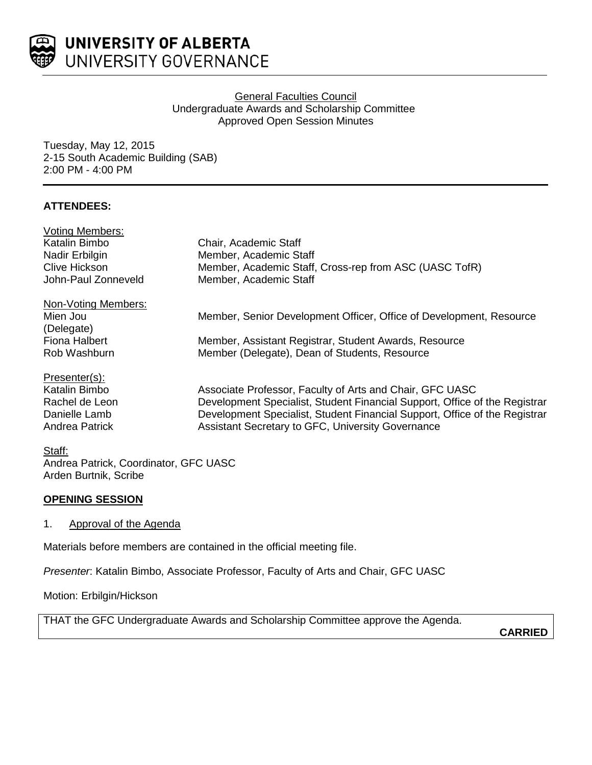UNIVERSITY OF ALBERTA
UNIVERSITY GOVERNANCE

General Faculties Council
Undergraduate Awards and Scholarship Committee
Approved Open Session Minutes

Tuesday, May 12, 2015
2-15 South Academic Building (SAB)
2:00 PM - 4:00 PM

**ATTENDEES:**

Voting Members:

| | |
|---|---|
| Katalin Bimbo | Chair, Academic Staff |
| Nadir Erbilgin | Member, Academic Staff |
| Clive Hickson | Member, Academic Staff, Cross-rep from ASC (UASC TofR) |
| John-Paul Zonneveld | Member, Academic Staff |

Non-Voting Members:

| | |
|---|---|
| Mien Jou (Delegate) | Member, Senior Development Officer, Office of Development, Resource |
| Fiona Halbert | Member, Assistant Registrar, Student Awards, Resource |
| Rob Washburn | Member (Delegate), Dean of Students, Resource |

Presenter(s):

| | |
|---|---|
| Katalin Bimbo | Associate Professor, Faculty of Arts and Chair, GFC UASC |
| Rachel de Leon | Development Specialist, Student Financial Support, Office of the Registrar |
| Danielle Lamb | Development Specialist, Student Financial Support, Office of the Registrar |
| Andrea Patrick | Assistant Secretary to GFC, University Governance |

Staff:
Andrea Patrick, Coordinator, GFC UASC
Arden Burtnik, Scribe

**OPENING SESSION**

1. Approval of the Agenda

Materials before members are contained in the official meeting file.

*Presenter*: Katalin Bimbo, Associate Professor, Faculty of Arts and Chair, GFC UASC

Motion: Erbilgin/Hickson

THAT the GFC Undergraduate Awards and Scholarship Committee approve the Agenda.

**CARRIED**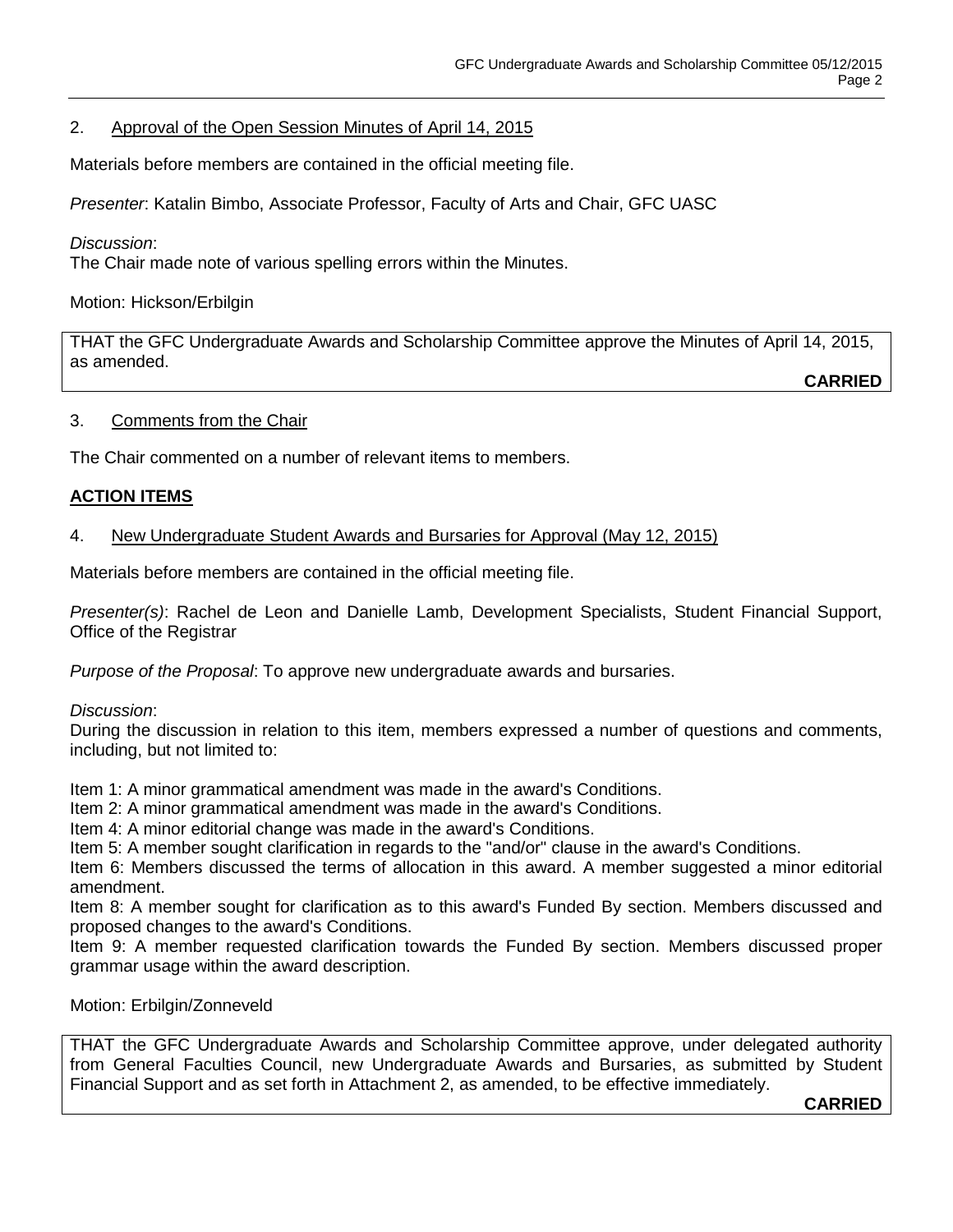2. Approval of the Open Session Minutes of April 14, 2015

Materials before members are contained in the official meeting file.

*Presenter*: Katalin Bimbo, Associate Professor, Faculty of Arts and Chair, GFC UASC

*Discussion*:
The Chair made note of various spelling errors within the Minutes.

Motion: Hickson/Erbilgin

> THAT the GFC Undergraduate Awards and Scholarship Committee approve the Minutes of April 14, 2015, as amended.
>
> **CARRIED**

3. Comments from the Chair

The Chair commented on a number of relevant items to members.

## ACTION ITEMS

4. New Undergraduate Student Awards and Bursaries for Approval (May 12, 2015)

Materials before members are contained in the official meeting file.

*Presenter(s)*: Rachel de Leon and Danielle Lamb, Development Specialists, Student Financial Support, Office of the Registrar

*Purpose of the Proposal*: To approve new undergraduate awards and bursaries.

*Discussion*:
During the discussion in relation to this item, members expressed a number of questions and comments, including, but not limited to:

Item 1: A minor grammatical amendment was made in the award's Conditions.
Item 2: A minor grammatical amendment was made in the award's Conditions.
Item 4: A minor editorial change was made in the award's Conditions.
Item 5: A member sought clarification in regards to the "and/or" clause in the award's Conditions.
Item 6: Members discussed the terms of allocation in this award. A member suggested a minor editorial amendment.
Item 8: A member sought for clarification as to this award's Funded By section. Members discussed and proposed changes to the award's Conditions.
Item 9: A member requested clarification towards the Funded By section. Members discussed proper grammar usage within the award description.

Motion: Erbilgin/Zonneveld

> THAT the GFC Undergraduate Awards and Scholarship Committee approve, under delegated authority from General Faculties Council, new Undergraduate Awards and Bursaries, as submitted by Student Financial Support and as set forth in Attachment 2, as amended, to be effective immediately.
>
> **CARRIED**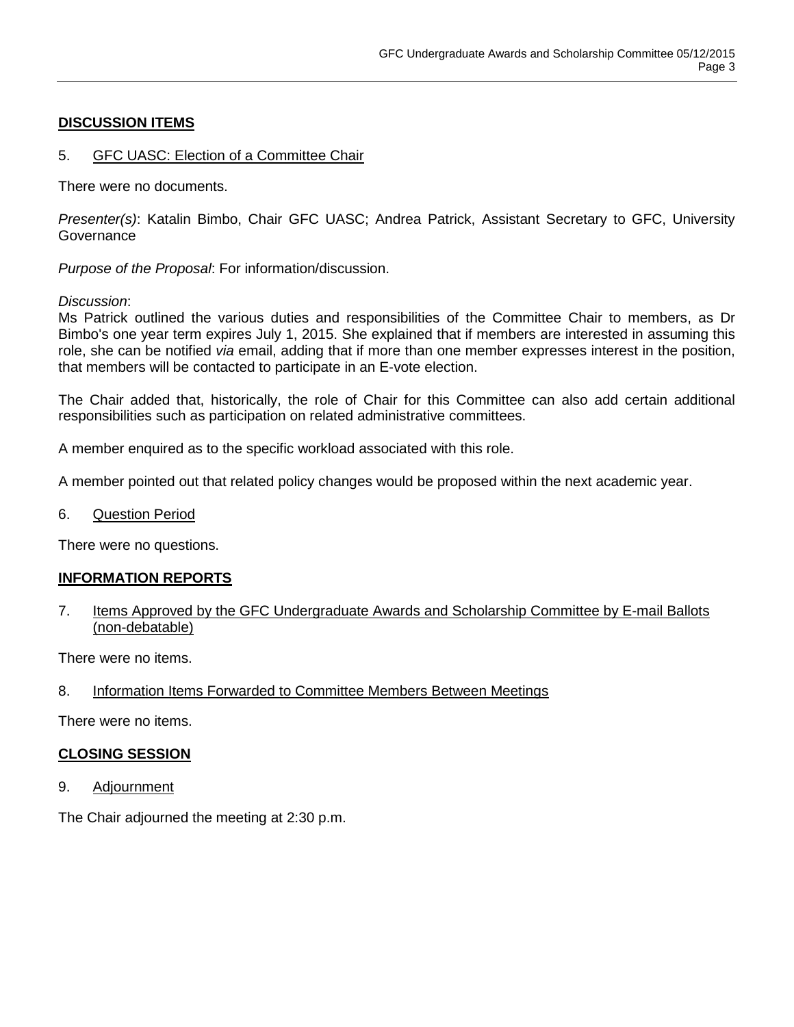## DISCUSSION ITEMS

5. GFC UASC: Election of a Committee Chair

There were no documents.

*Presenter(s)*: Katalin Bimbo, Chair GFC UASC; Andrea Patrick, Assistant Secretary to GFC, University Governance

*Purpose of the Proposal*: For information/discussion.

*Discussion*:
Ms Patrick outlined the various duties and responsibilities of the Committee Chair to members, as Dr Bimbo's one year term expires July 1, 2015. She explained that if members are interested in assuming this role, she can be notified *via* email, adding that if more than one member expresses interest in the position, that members will be contacted to participate in an E-vote election.

The Chair added that, historically, the role of Chair for this Committee can also add certain additional responsibilities such as participation on related administrative committees.

A member enquired as to the specific workload associated with this role.

A member pointed out that related policy changes would be proposed within the next academic year.

6. Question Period

There were no questions.

## INFORMATION REPORTS

7. Items Approved by the GFC Undergraduate Awards and Scholarship Committee by E-mail Ballots (non-debatable)

There were no items.

8. Information Items Forwarded to Committee Members Between Meetings

There were no items.

## CLOSING SESSION

9. Adjournment

The Chair adjourned the meeting at 2:30 p.m.